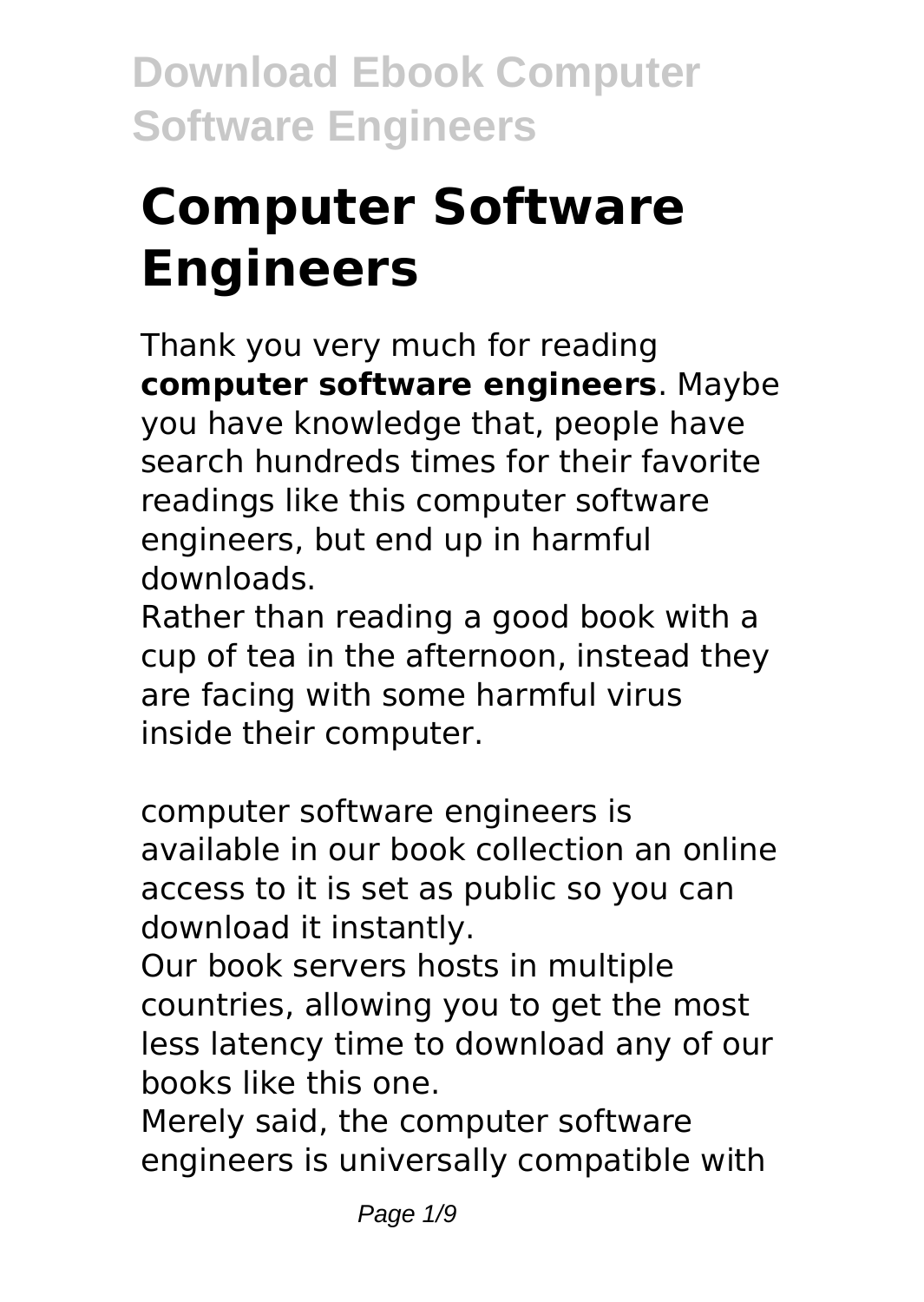# Computer Software Engineers

Thank you very much for reading **computer software engineers**. Maybe you have knowledge that, people have search hundreds times for their favorite readings like this computer software engineers, but end up in harmful downloads.

Rather than reading a good book with a cup of tea in the afternoon, instead they are facing with some harmful virus inside their computer.

computer software engineers is available in our book collection an online access to it is set as public so you can download it instantly.

Our book servers hosts in multiple countries, allowing you to get the most less latency time to download any of our books like this one.

Merely said, the computer software engineers is universally compatible with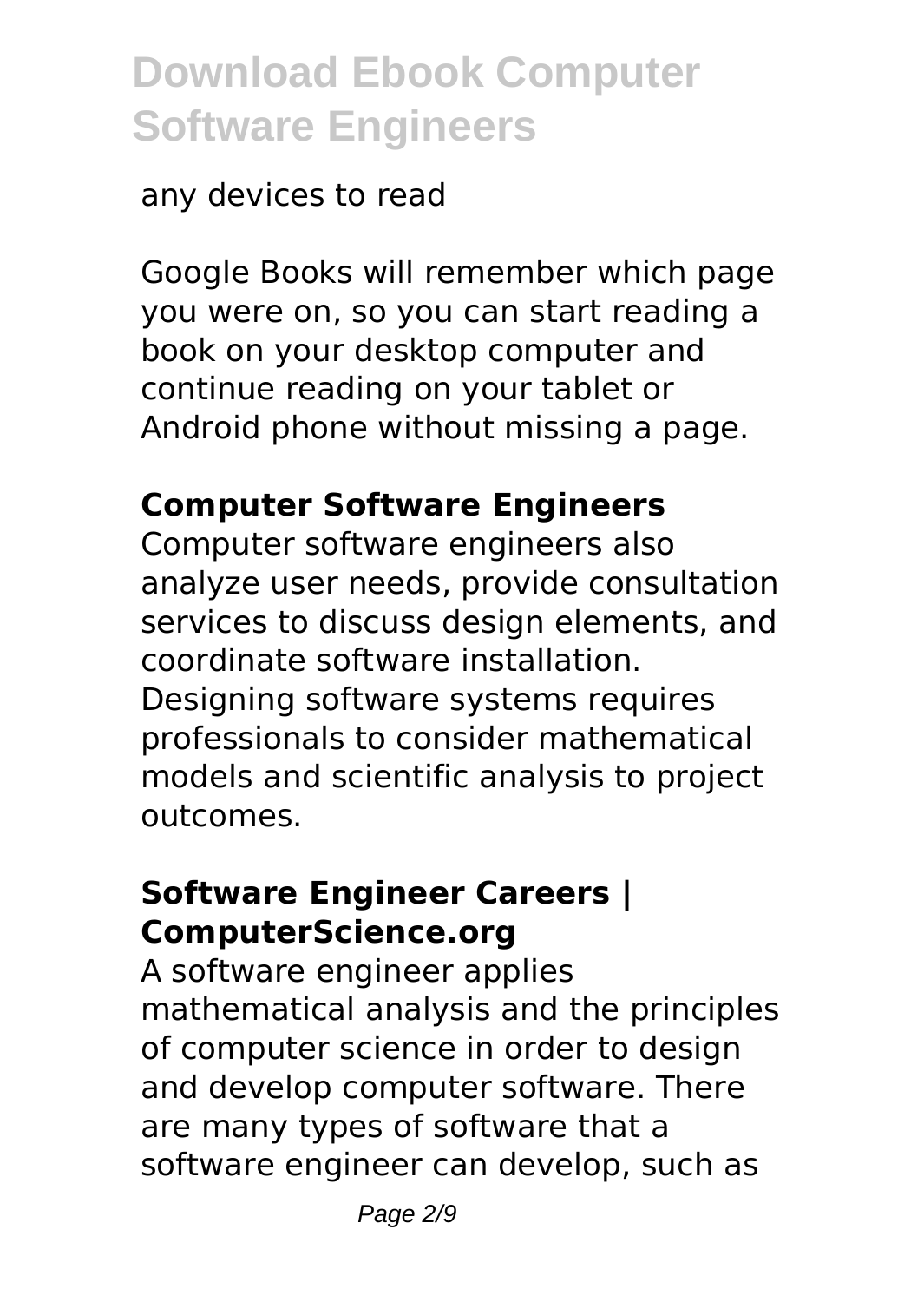any devices to read

Google Books will remember which page you were on, so you can start reading a book on your desktop computer and continue reading on your tablet or Android phone without missing a page.

### Computer Software Engineers

Computer software engineers also analyze user needs, provide consultation services to discuss design elements, and coordinate software installation. Designing software systems requires professionals to consider mathematical models and scientific analysis to project outcomes.

### Software Engineer Careers | ComputerScience.org

A software engineer applies mathematical analysis and the principles of computer science in order to design and develop computer software. There are many types of software that a software engineer can develop, such as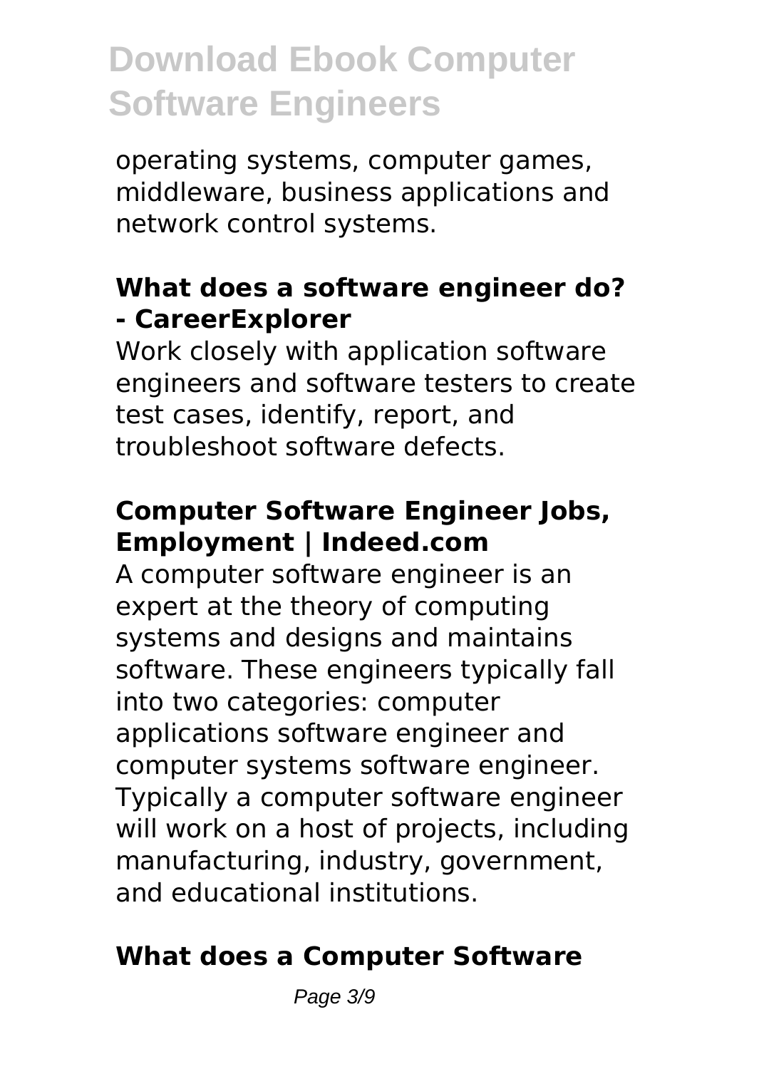operating systems, computer games, middleware, business applications and network control systems.

## **What does a software engineer do? - CareerExplorer**

Work closely with application software engineers and software testers to create test cases, identify, report, and troubleshoot software defects.

## **Computer Software Engineer Jobs, Employment | Indeed.com**

A computer software engineer is an expert at the theory of computing systems and designs and maintains software. These engineers typically fall into two categories: computer applications software engineer and computer systems software engineer. Typically a computer software engineer will work on a host of projects, including manufacturing, industry, government, and educational institutions.

## **What does a Computer Software**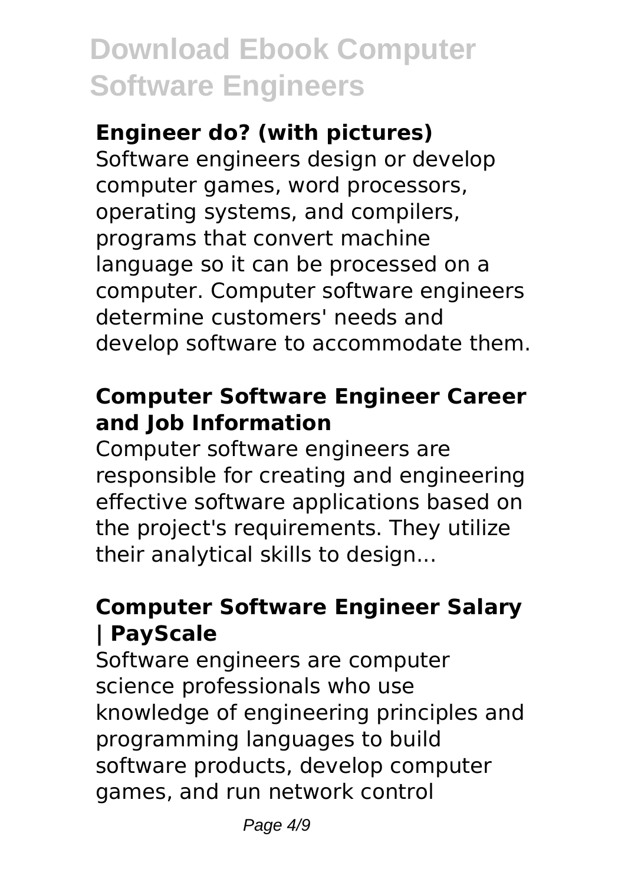### Engineer do? (with pictures)

Software engineers design or develop computer games, word processors, operating systems, and compilers, programs that convert machine language so it can be processed on a computer. Computer software engineers determine customers' needs and develop software to accommodate them.

### Computer Software Engineer Career and Job Information

Computer software engineers are responsible for creating and engineering effective software applications based on the project's requirements. They utilize their analytical skills to design...

### Computer Software Engineer Salary | PayScale

Software engineers are computer science professionals who use knowledge of engineering principles and programming languages to build software products, develop computer games, and run network control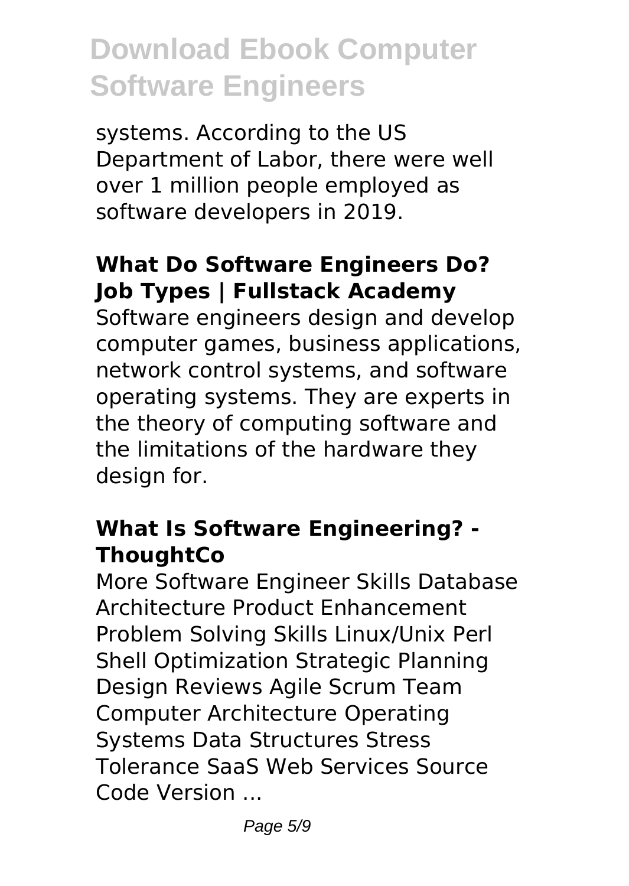systems. According to the US Department of Labor, there were well over 1 million people employed as software developers in 2019.

## What Do Software Engineers Do? Job Types | Fullstack Academy

Software engineers design and develop computer games, business applications, network control systems, and software operating systems. They are experts in the theory of computing software and the limitations of the hardware they design for.

## What Is Software Engineering? - ThoughtCo

More Software Engineer Skills Database Architecture Product Enhancement Problem Solving Skills Linux/Unix Perl Shell Optimization Strategic Planning Design Reviews Agile Scrum Team Computer Architecture Operating Systems Data Structures Stress Tolerance SaaS Web Services Source Code Version ...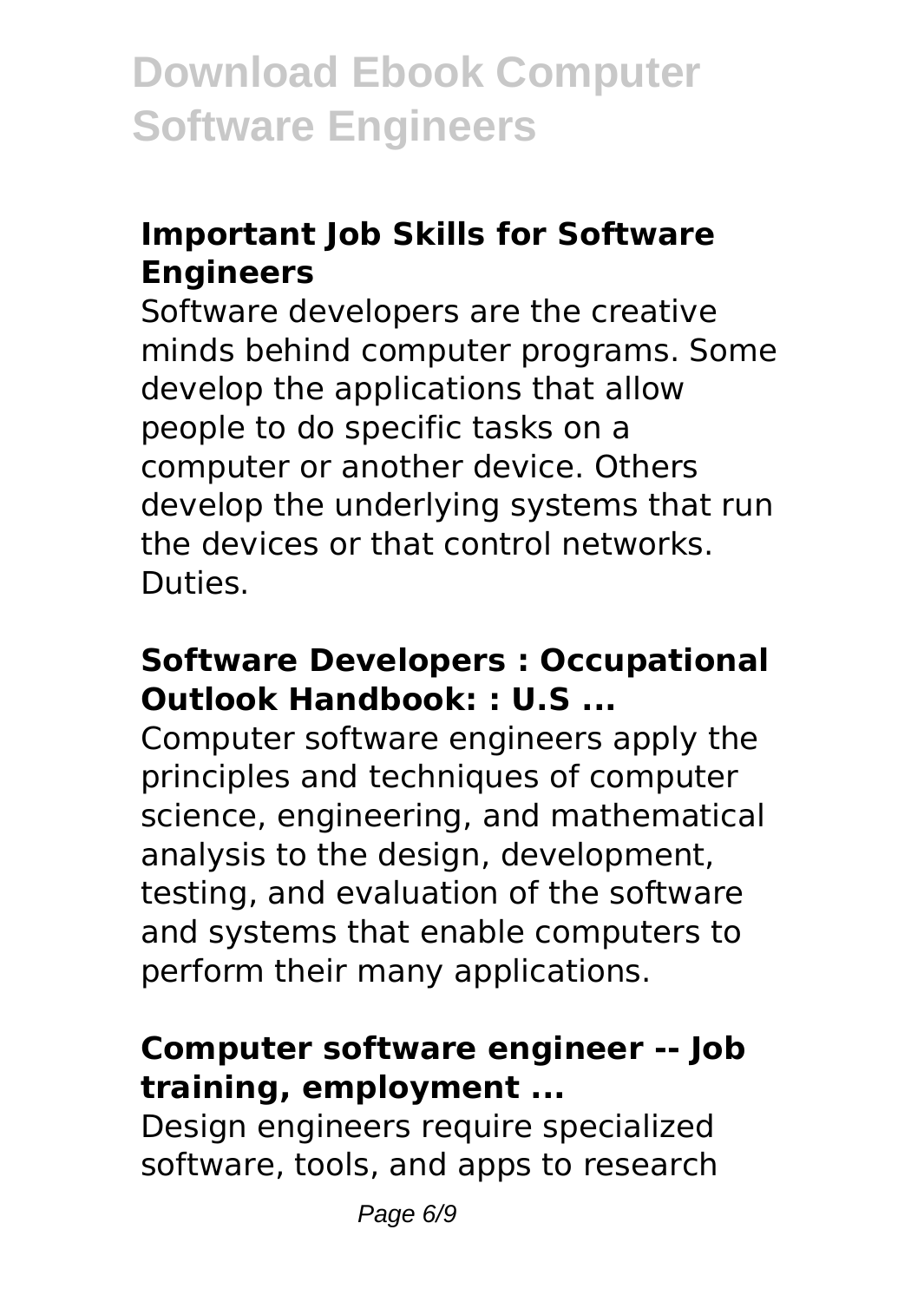## Important Job Skills for Software Engineers

Software developers are the creative minds behind computer programs. Some develop the applications that allow people to do specific tasks on a computer or another device. Others develop the underlying systems that run the devices or that control networks. Duties.

## Software Developers : Occupational Outlook Handbook: : U.S ...

Computer software engineers apply the principles and techniques of computer science, engineering, and mathematical analysis to the design, development, testing, and evaluation of the software and systems that enable computers to perform their many applications.

## Computer software engineer -- Job training, employment ...

Design engineers require specialized software, tools, and apps to research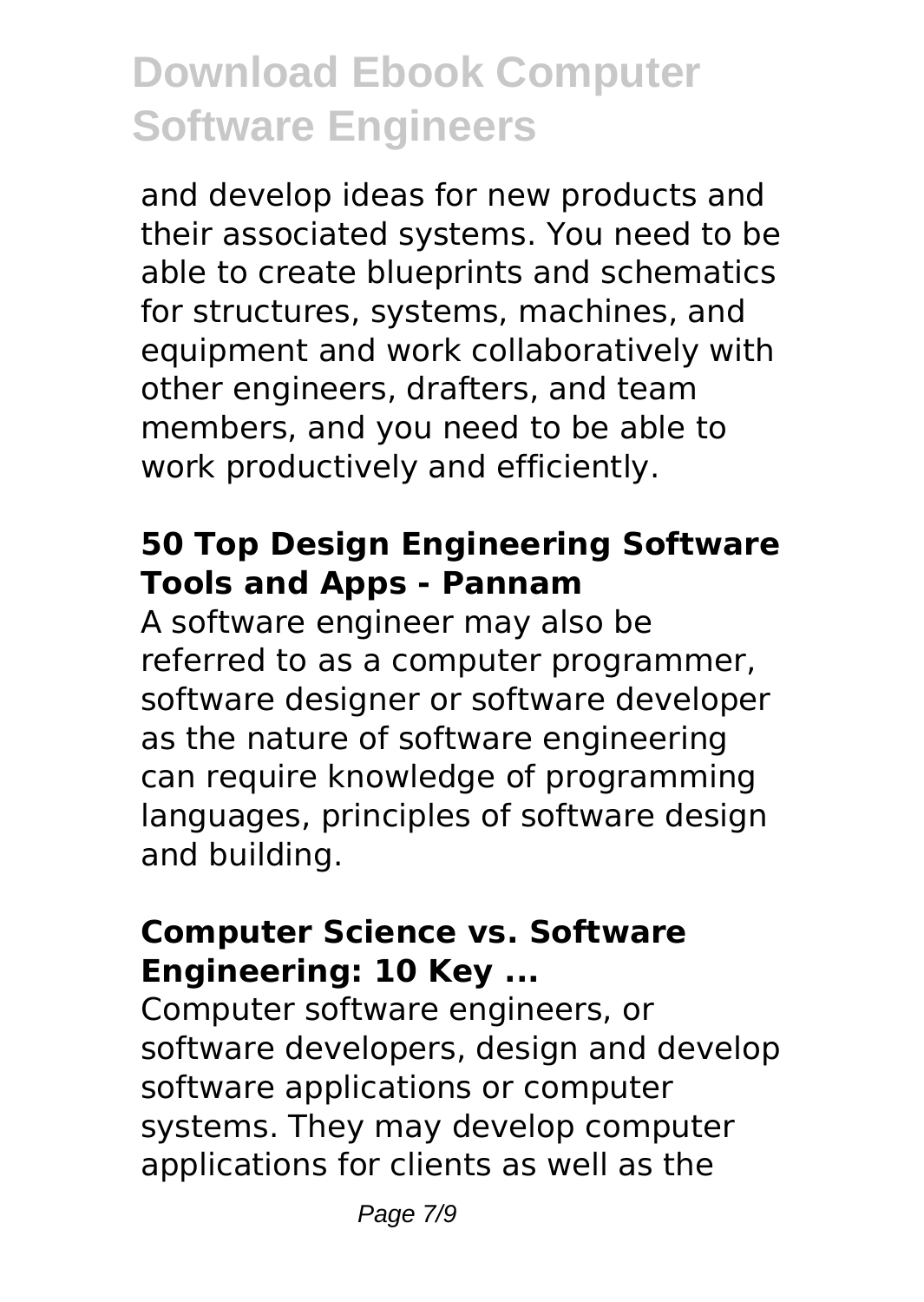and develop ideas for new products and their associated systems. You need to be able to create blueprints and schematics for structures, systems, machines, and equipment and work collaboratively with other engineers, drafters, and team members, and you need to be able to work productively and efficiently.

### 50 Top Design Engineering Software Tools and Apps - Pannam

A software engineer may also be referred to as a computer programmer, software designer or software developer as the nature of software engineering can require knowledge of programming languages, principles of software design and building.

### Computer Science vs. Software Engineering: 10 Key ...

Computer software engineers, or software developers, design and develop software applications or computer systems. They may develop computer applications for clients as well as the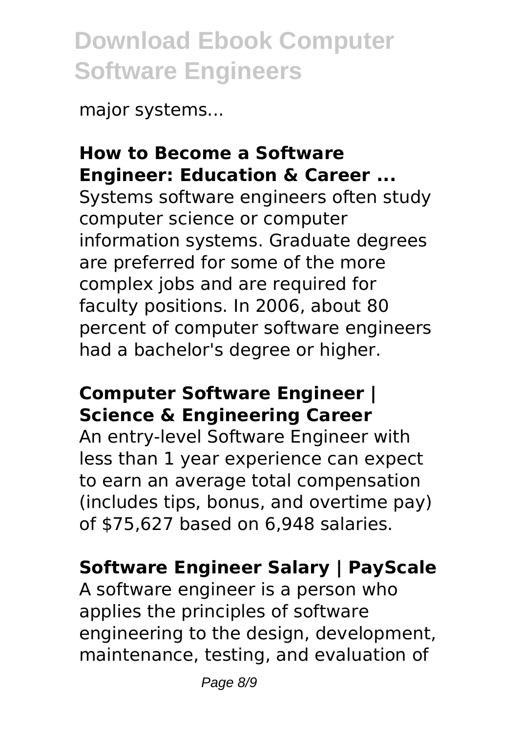major systems...

**How to Become a Software Engineer: Education & Career ...**

Systems software engineers often study computer science or computer information systems. Graduate degrees are preferred for some of the more complex jobs and are required for faculty positions. In 2006, about 80 percent of computer software engineers had a bachelor's degree or higher.

**Computer Software Engineer | Science & Engineering Career**

An entry-level Software Engineer with less than 1 year experience can expect to earn an average total compensation (includes tips, bonus, and overtime pay) of $75,627 based on 6,948 salaries.

**Software Engineer Salary | PayScale**

A software engineer is a person who applies the principles of software engineering to the design, development, maintenance, testing, and evaluation of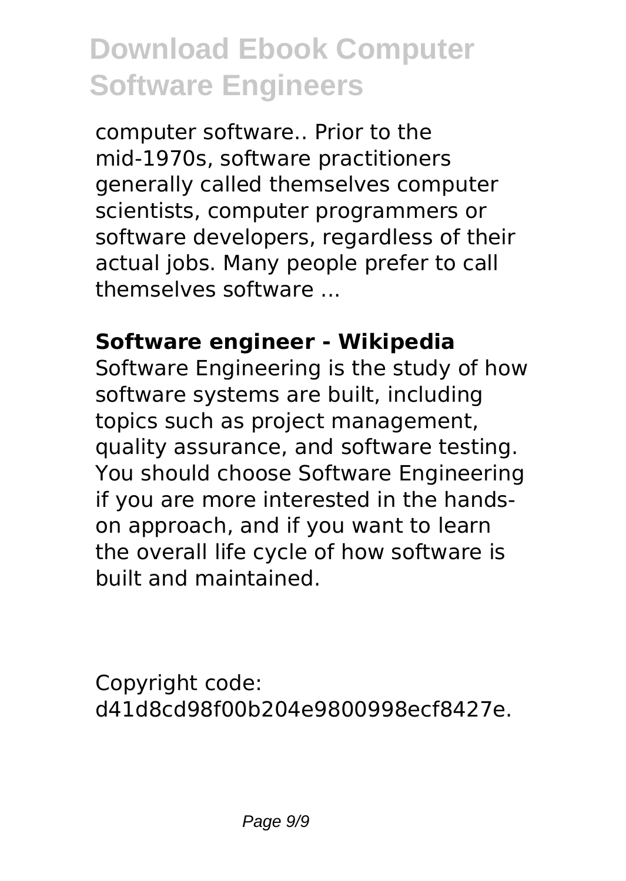computer software.. Prior to the mid-1970s, software practitioners generally called themselves computer scientists, computer programmers or software developers, regardless of their actual jobs. Many people prefer to call themselves software ...

**Software engineer - Wikipedia**

Software Engineering is the study of how software systems are built, including topics such as project management, quality assurance, and software testing. You should choose Software Engineering if you are more interested in the hands-on approach, and if you want to learn the overall life cycle of how software is built and maintained.

Copyright code: d41d8cd98f00b204e9800998ecf8427e.